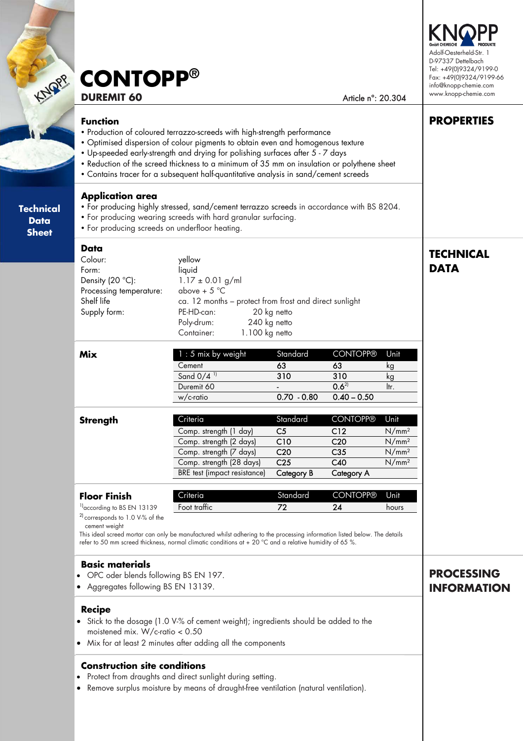KNOPP GmbH CHEMISCHE PRODUKTE
Adolf-Oesterheld-Str. 1
D-97337 Dettelbach
Tel: +49(0)9324/9199-0
Fax: +49(0)9324/9199-66
info@knopp-chemie.com
www.knopp-chemie.com

# CONTOPP®

## DUREMIT 60

Article n°: 20.304

Technical Data Sheet

## PROPERTIES

### Function

- Production of coloured terrazzo-screeds with high-strength performance
- Optimised dispersion of colour pigments to obtain even and homogenous texture
- Up-speeded early-strength and drying for polishing surfaces after 5 - 7 days
- Reduction of the screed thickness to a minimum of 35 mm on insulation or polythene sheet
- Contains tracer for a subsequent half-quantitative analysis in sand/cement screeds

### Application area

- For producing highly stressed, sand/cement terrazzo screeds in accordance with BS 8204.
- For producing wearing screeds with hard granular surfacing.
- For producing screeds on underfloor heating.

## TECHNICAL DATA

### Data

| | |
|---|---|
| Colour: | yellow |
| Form: | liquid |
| Density (20 °C): | 1.17 ± 0.01 g/ml |
| Processing temperature: | above + 5 °C |
| Shelf life | ca. 12 months – protect from frost and direct sunlight |
| Supply form: | PE-HD-can: 20 kg netto |
| | Poly-drum: 240 kg netto |
| | Container: 1.100 kg netto |

### Mix

| 1 : 5 mix by weight | Standard | CONTOPP® | Unit |
|---|---|---|---|
| Cement | 63 | 63 | kg |
| Sand 0/4 [1] | 310 | 310 | kg |
| Duremit 60 | - | 0.6[2] | ltr. |
| w/c-ratio | 0.70 - 0.80 | 0.40 – 0.50 | |

### Strength

| Criteria | Standard | CONTOPP® | Unit |
|---|---|---|---|
| Comp. strength (1 day) | C5 | C12 | N/mm² |
| Comp. strength (2 days) | C10 | C20 | N/mm² |
| Comp. strength (7 days) | C20 | C35 | N/mm² |
| Comp. strength (28 days) | C25 | C40 | N/mm² |
| BRE test (impact resistance) | Category B | Category A | |

### Floor Finish

| Criteria | Standard | CONTOPP® | Unit |
|---|---|---|---|
| Foot traffic | 72 | 24 | hours |

[1] according to BS EN 13139

[2] corresponds to 1.0 V-% of the cement weight

This ideal screed mortar can only be manufactured whilst adhering to the processing information listed below. The details refer to 50 mm screed thickness, normal climatic conditions at + 20 °C and a relative humidity of 65 %.

## PROCESSING INFORMATION

### Basic materials

- OPC oder blends following BS EN 197.
- Aggregates following BS EN 13139.

### Recipe

- Stick to the dosage (1.0 V-% of cement weight); ingredients should be added to the moistened mix. W/c-ratio < 0.50
- Mix for at least 2 minutes after adding all the components

### Construction site conditions

- Protect from draughts and direct sunlight during setting.
- Remove surplus moisture by means of draught-free ventilation (natural ventilation).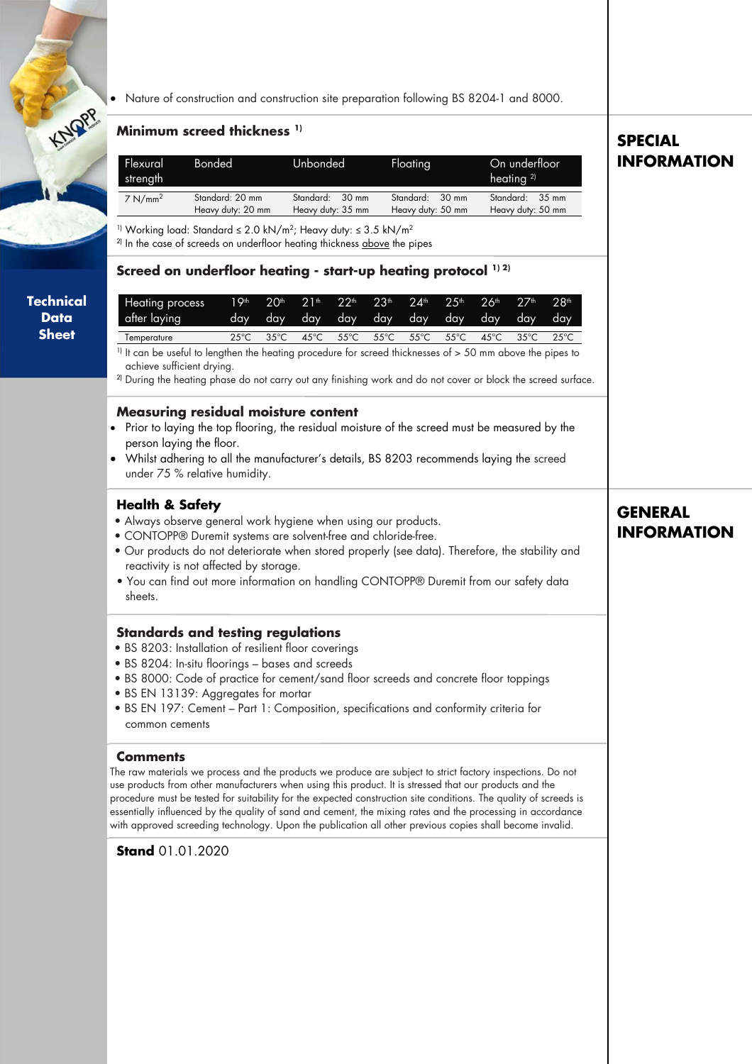- Nature of construction and construction site preparation following BS 8204-1 and 8000.

## SPECIAL INFORMATION

### Minimum screed thickness [1]

| Flexural strength | Bonded | Unbonded | Floating | On underfloor heating [2] |
|---|---|---|---|---|
| 7 N/mm$^2$ | Standard: 20 mm<br>Heavy duty: 20 mm | Standard: 30 mm<br>Heavy duty: 35 mm | Standard: 30 mm<br>Heavy duty: 50 mm | Standard: 35 mm<br>Heavy duty: 50 mm |

[1] Working load: Standard ≤ 2.0 kN/m$^2$; Heavy duty: ≤ 3.5 kN/m$^2$
[2] In the case of screeds on underfloor heating thickness above the pipes

### Screed on underfloor heating - start-up heating protocol [1] [2]

| Heating process after laying | 19th day | 20th day | 21th day | 22th day | 23th day | 24th day | 25th day | 26th day | 27th day | 28th day |
|---|---|---|---|---|---|---|---|---|---|---|
| Temperature | 25°C | 35°C | 45°C | 55°C | 55°C | 55°C | 55°C | 45°C | 35°C | 25°C |

[1] It can be useful to lengthen the heating procedure for screed thicknesses of > 50 mm above the pipes to achieve sufficient drying.
[2] During the heating phase do not carry out any finishing work and do not cover or block the screed surface.

### Measuring residual moisture content

- Prior to laying the top flooring, the residual moisture of the screed must be measured by the person laying the floor.
- Whilst adhering to all the manufacturer's details, BS 8203 recommends laying the screed under 75 % relative humidity.

## GENERAL INFORMATION

### Health & Safety

- Always observe general work hygiene when using our products.
- CONTOPP® Duremit systems are solvent-free and chloride-free.
- Our products do not deteriorate when stored properly (see data). Therefore, the stability and reactivity is not affected by storage.
- You can find out more information on handling CONTOPP® Duremit from our safety data sheets.

### Standards and testing regulations

- BS 8203: Installation of resilient floor coverings
- BS 8204: In-situ floorings – bases and screeds
- BS 8000: Code of practice for cement/sand floor screeds and concrete floor toppings
- BS EN 13139: Aggregates for mortar
- BS EN 197: Cement – Part 1: Composition, specifications and conformity criteria for common cements

### Comments

The raw materials we process and the products we produce are subject to strict factory inspections. Do not use products from other manufacturers when using this product. It is stressed that our products and the procedure must be tested for suitability for the expected construction site conditions. The quality of screeds is essentially influenced by the quality of sand and cement, the mixing rates and the processing in accordance with approved screeding technology. Upon the publication all other previous copies shall become invalid.

**Stand** 01.01.2020